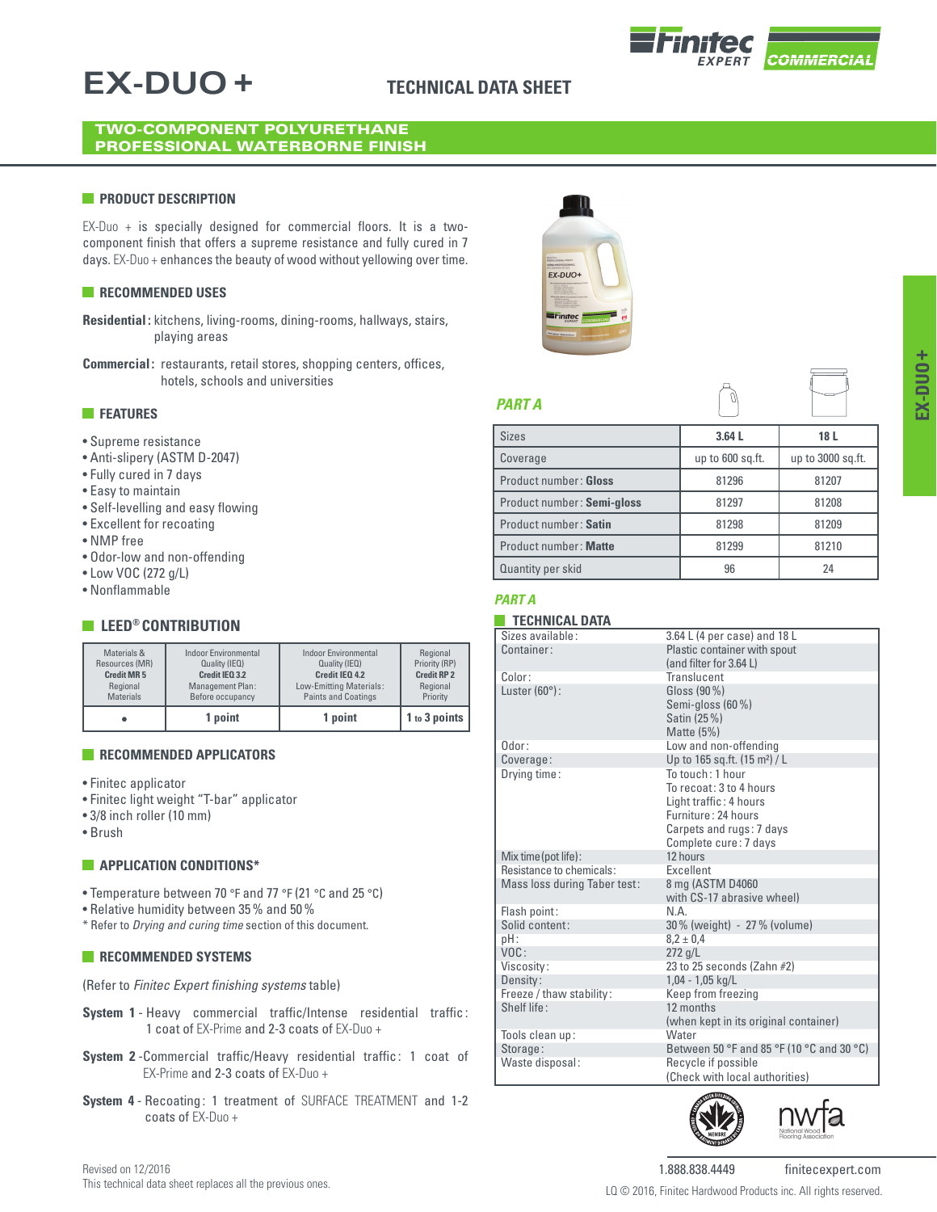# EX-DUO +

## TECHNICAL DATA SHEET

**TWO-COMPONENT POLYURETHANE PROFESSIONAL WATERBORNE FINISH**

### PRODUCT DESCRIPTION

EX-Duo + is specially designed for commercial floors. It is a two-component finish that offers a supreme resistance and fully cured in 7 days. EX-Duo + enhances the beauty of wood without yellowing over time.

### RECOMMENDED USES

**Residential:** kitchens, living-rooms, dining-rooms, hallways, stairs, playing areas

**Commercial:** restaurants, retail stores, shopping centers, offices, hotels, schools and universities

### FEATURES

- Supreme resistance
- Anti-slipery (ASTM D-2047)
- Fully cured in 7 days
- Easy to maintain
- Self-levelling and easy flowing
- Excellent for recoating
- NMP free
- Odor-low and non-offending
- Low VOC (272 g/L)
- Nonflammable

### LEED® CONTRIBUTION

| Materials & Resources (MR) **Credit MR 5** Regional Materials | Indoor Environmental Quality (IEQ) **Credit IEQ 3.2** Management Plan: Before occupancy | Indoor Environmental Quality (IEQ) **Credit IEQ 4.2** Low-Emitting Materials: Paints and Coatings | Regional Priority (RP) **Credit RP 2** Regional Priority |
|---|---|---|---|
| • | **1 point** | **1 point** | **1 to 3 points** |

### RECOMMENDED APPLICATORS

- Finitec applicator
- Finitec light weight "T-bar" applicator
- 3/8 inch roller (10 mm)
- Brush

### APPLICATION CONDITIONS*

- Temperature between 70 °F and 77 °F (21 °C and 25 °C)
- Relative humidity between 35 % and 50 %

\* Refer to *Drying and curing time* section of this document.

### RECOMMENDED SYSTEMS

(Refer to *Finitec Expert finishing systems* table)

**System 1** - Heavy commercial traffic/Intense residential traffic: 1 coat of EX-Prime and 2-3 coats of EX-Duo +

**System 2** - Commercial traffic/Heavy residential traffic: 1 coat of EX-Prime and 2-3 coats of EX-Duo +

**System 4** - Recoating: 1 treatment of SURFACE TREATMENT and 1-2 coats of EX-Duo +

### *PART A*

| Sizes | 3.64 L | 18 L |
|---|---|---|
| Coverage | up to 600 sq.ft. | up to 3000 sq.ft. |
| Product number: **Gloss** | 81296 | 81207 |
| Product number: **Semi-gloss** | 81297 | 81208 |
| Product number: **Satin** | 81298 | 81209 |
| Product number: **Matte** | 81299 | 81210 |
| Quantity per skid | 96 | 24 |

### *PART A*

### TECHNICAL DATA

| | |
|---|---|
| Sizes available: | 3.64 L (4 per case) and 18 L |
| Container: | Plastic container with spout (and filter for 3.64 L) |
| Color: | Translucent |
| Luster (60°): | Gloss (90 %)<br>Semi-gloss (60 %)<br>Satin (25 %)<br>Matte (5%) |
| Odor: | Low and non-offending |
| Coverage: | Up to 165 sq.ft. (15 m²) / L |
| Drying time: | To touch: 1 hour<br>To recoat: 3 to 4 hours<br>Light traffic: 4 hours<br>Furniture: 24 hours<br>Carpets and rugs: 7 days<br>Complete cure: 7 days |
| Mix time (pot life): | 12 hours |
| Resistance to chemicals: | Excellent |
| Mass loss during Taber test: | 8 mg (ASTM D4060 with CS-17 abrasive wheel) |
| Flash point: | N.A. |
| Solid content: | 30 % (weight) - 27 % (volume) |
| pH: | 8,2 ± 0,4 |
| VOC: | 272 g/L |
| Viscosity: | 23 to 25 seconds (Zahn #2) |
| Density: | 1,04 - 1,05 kg/L |
| Freeze / thaw stability: | Keep from freezing |
| Shelf life: | 12 months (when kept in its original container) |
| Tools clean up: | Water |
| Storage: | Between 50 °F and 85 °F (10 °C and 30 °C) |
| Waste disposal: | Recycle if possible (Check with local authorities) |

Revised on 12/2016
This technical data sheet replaces all the previous ones.

1.888.838.4449 finitecexpert.com

LQ © 2016, Finitec Hardwood Products inc. All rights reserved.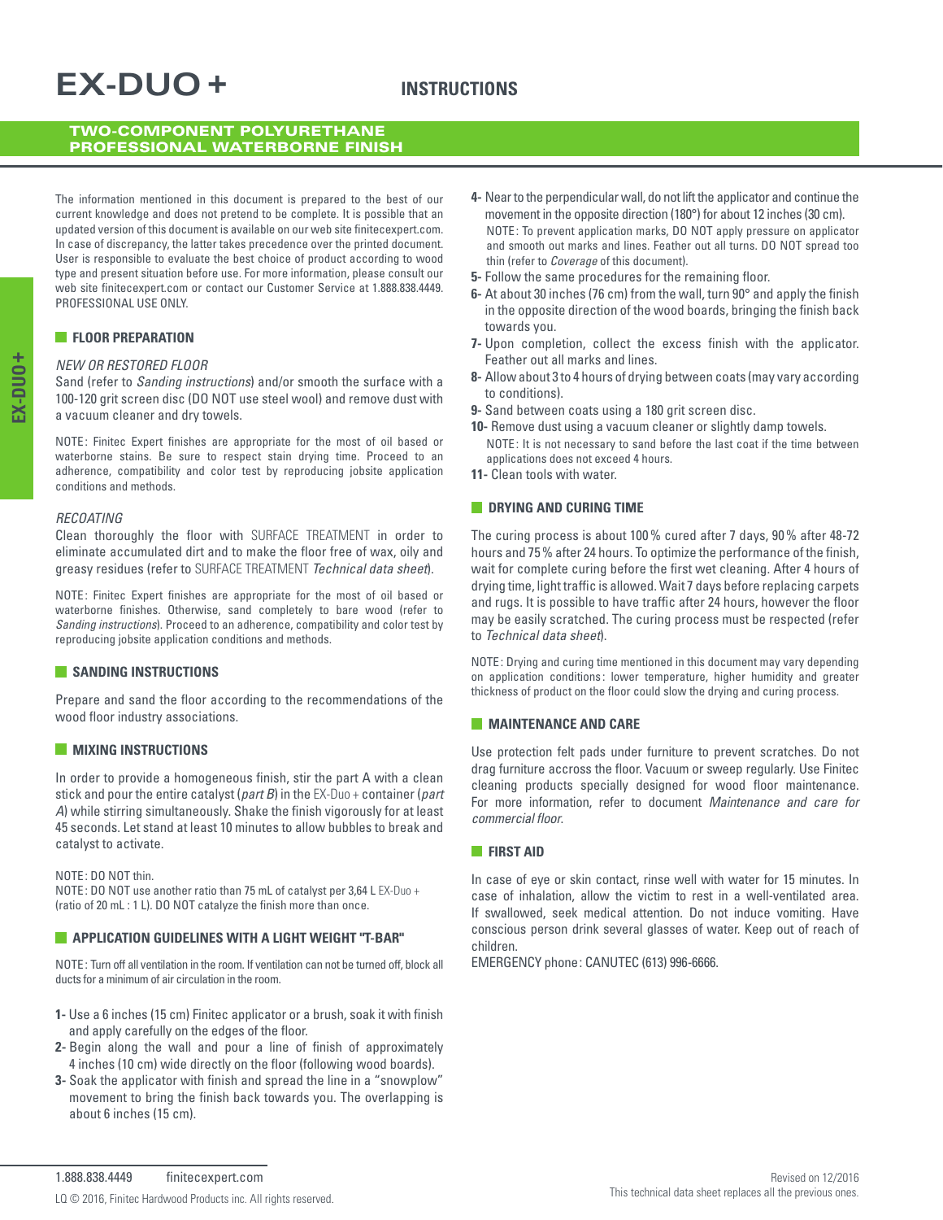# EX-DUO +

## INSTRUCTIONS

**TWO-COMPONENT POLYURETHANE PROFESSIONAL WATERBORNE FINISH**

The information mentioned in this document is prepared to the best of our current knowledge and does not pretend to be complete. It is possible that an updated version of this document is available on our web site finitecexpert.com. In case of discrepancy, the latter takes precedence over the printed document. User is responsible to evaluate the best choice of product according to wood type and present situation before use. For more information, please consult our web site finitecexpert.com or contact our Customer Service at 1.888.838.4449. PROFESSIONAL USE ONLY.

### FLOOR PREPARATION

*NEW OR RESTORED FLOOR*

Sand (refer to *Sanding instructions*) and/or smooth the surface with a 100-120 grit screen disc (DO NOT use steel wool) and remove dust with a vacuum cleaner and dry towels.

NOTE: Finitec Expert finishes are appropriate for the most of oil based or waterborne stains. Be sure to respect stain drying time. Proceed to an adherence, compatibility and color test by reproducing jobsite application conditions and methods.

*RECOATING*

Clean thoroughly the floor with SURFACE TREATMENT in order to eliminate accumulated dirt and to make the floor free of wax, oily and greasy residues (refer to SURFACE TREATMENT *Technical data sheet*).

NOTE: Finitec Expert finishes are appropriate for the most of oil based or waterborne finishes. Otherwise, sand completely to bare wood (refer to *Sanding instructions*). Proceed to an adherence, compatibility and color test by reproducing jobsite application conditions and methods.

### SANDING INSTRUCTIONS

Prepare and sand the floor according to the recommendations of the wood floor industry associations.

### MIXING INSTRUCTIONS

In order to provide a homogeneous finish, stir the part A with a clean stick and pour the entire catalyst (*part B*) in the EX-Duo + container (*part A*) while stirring simultaneously. Shake the finish vigorously for at least 45 seconds. Let stand at least 10 minutes to allow bubbles to break and catalyst to activate.

NOTE: DO NOT thin.
NOTE: DO NOT use another ratio than 75 mL of catalyst per 3,64 L EX-Duo + (ratio of 20 mL : 1 L). DO NOT catalyze the finish more than once.

### APPLICATION GUIDELINES WITH A LIGHT WEIGHT "T-BAR"

NOTE: Turn off all ventilation in the room. If ventilation can not be turned off, block all ducts for a minimum of air circulation in the room.

1- Use a 6 inches (15 cm) Finitec applicator or a brush, soak it with finish and apply carefully on the edges of the floor.
2- Begin along the wall and pour a line of finish of approximately 4 inches (10 cm) wide directly on the floor (following wood boards).
3- Soak the applicator with finish and spread the line in a "snowplow" movement to bring the finish back towards you. The overlapping is about 6 inches (15 cm).
4- Near to the perpendicular wall, do not lift the applicator and continue the movement in the opposite direction (180°) for about 12 inches (30 cm).
   NOTE: To prevent application marks, DO NOT apply pressure on applicator and smooth out marks and lines. Feather out all turns. DO NOT spread too thin (refer to *Coverage* of this document).
5- Follow the same procedures for the remaining floor.
6- At about 30 inches (76 cm) from the wall, turn 90° and apply the finish in the opposite direction of the wood boards, bringing the finish back towards you.
7- Upon completion, collect the excess finish with the applicator. Feather out all marks and lines.
8- Allow about 3 to 4 hours of drying between coats (may vary according to conditions).
9- Sand between coats using a 180 grit screen disc.
10- Remove dust using a vacuum cleaner or slightly damp towels.
   NOTE: It is not necessary to sand before the last coat if the time between applications does not exceed 4 hours.
11- Clean tools with water.

### DRYING AND CURING TIME

The curing process is about 100 % cured after 7 days, 90 % after 48-72 hours and 75 % after 24 hours. To optimize the performance of the finish, wait for complete curing before the first wet cleaning. After 4 hours of drying time, light traffic is allowed. Wait 7 days before replacing carpets and rugs. It is possible to have traffic after 24 hours, however the floor may be easily scratched. The curing process must be respected (refer to *Technical data sheet*).

NOTE: Drying and curing time mentioned in this document may vary depending on application conditions: lower temperature, higher humidity and greater thickness of product on the floor could slow the drying and curing process.

### MAINTENANCE AND CARE

Use protection felt pads under furniture to prevent scratches. Do not drag furniture accross the floor. Vacuum or sweep regularly. Use Finitec cleaning products specially designed for wood floor maintenance. For more information, refer to document *Maintenance and care for commercial floor*.

### FIRST AID

In case of eye or skin contact, rinse well with water for 15 minutes. In case of inhalation, allow the victim to rest in a well-ventilated area. If swallowed, seek medical attention. Do not induce vomiting. Have conscious person drink several glasses of water. Keep out of reach of children.

EMERGENCY phone: CANUTEC (613) 996-6666.

1.888.838.4449 finitecexpert.com

LQ © 2016, Finitec Hardwood Products inc. All rights reserved.

Revised on 12/2016
This technical data sheet replaces all the previous ones.